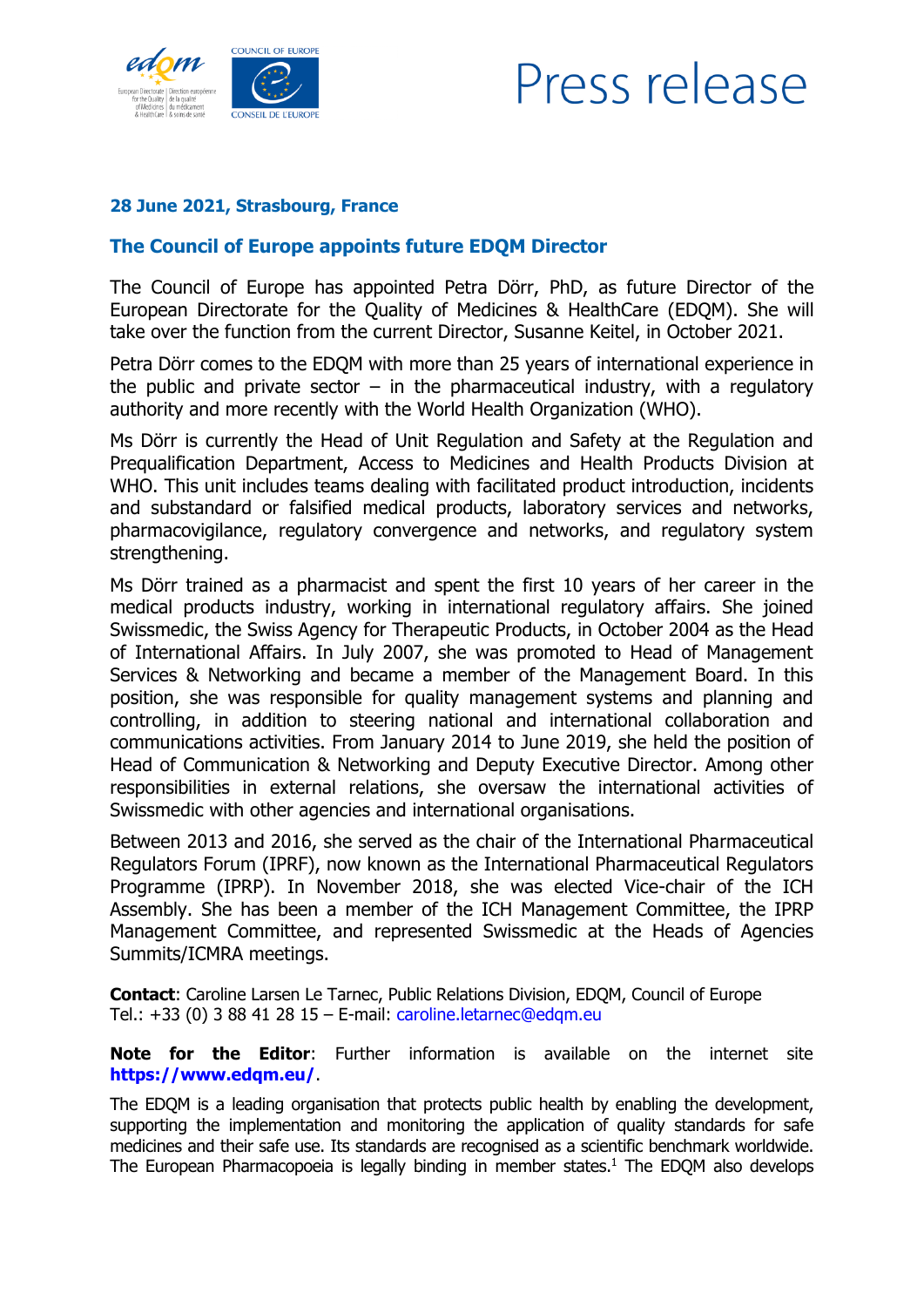# Press release

**28 June 2021, Strasbourg, France**

## The Council of Europe appoints future EDQM Director

The Council of Europe has appointed Petra Dörr, PhD, as future Director of the European Directorate for the Quality of Medicines & HealthCare (EDQM). She will take over the function from the current Director, Susanne Keitel, in October 2021.

Petra Dörr comes to the EDQM with more than 25 years of international experience in the public and private sector – in the pharmaceutical industry, with a regulatory authority and more recently with the World Health Organization (WHO).

Ms Dörr is currently the Head of Unit Regulation and Safety at the Regulation and Prequalification Department, Access to Medicines and Health Products Division at WHO. This unit includes teams dealing with facilitated product introduction, incidents and substandard or falsified medical products, laboratory services and networks, pharmacovigilance, regulatory convergence and networks, and regulatory system strengthening.

Ms Dörr trained as a pharmacist and spent the first 10 years of her career in the medical products industry, working in international regulatory affairs. She joined Swissmedic, the Swiss Agency for Therapeutic Products, in October 2004 as the Head of International Affairs. In July 2007, she was promoted to Head of Management Services & Networking and became a member of the Management Board. In this position, she was responsible for quality management systems and planning and controlling, in addition to steering national and international collaboration and communications activities. From January 2014 to June 2019, she held the position of Head of Communication & Networking and Deputy Executive Director. Among other responsibilities in external relations, she oversaw the international activities of Swissmedic with other agencies and international organisations.

Between 2013 and 2016, she served as the chair of the International Pharmaceutical Regulators Forum (IPRF), now known as the International Pharmaceutical Regulators Programme (IPRP). In November 2018, she was elected Vice-chair of the ICH Assembly. She has been a member of the ICH Management Committee, the IPRP Management Committee, and represented Swissmedic at the Heads of Agencies Summits/ICMRA meetings.

**Contact**: Caroline Larsen Le Tarnec, Public Relations Division, EDQM, Council of Europe
Tel.: +33 (0) 3 88 41 28 15 – E-mail: caroline.letarnec@edqm.eu

**Note for the Editor**: Further information is available on the internet site **https://www.edqm.eu/**.

The EDQM is a leading organisation that protects public health by enabling the development, supporting the implementation and monitoring the application of quality standards for safe medicines and their safe use. Its standards are recognised as a scientific benchmark worldwide. The European Pharmacopoeia is legally binding in member states.[1] The EDQM also develops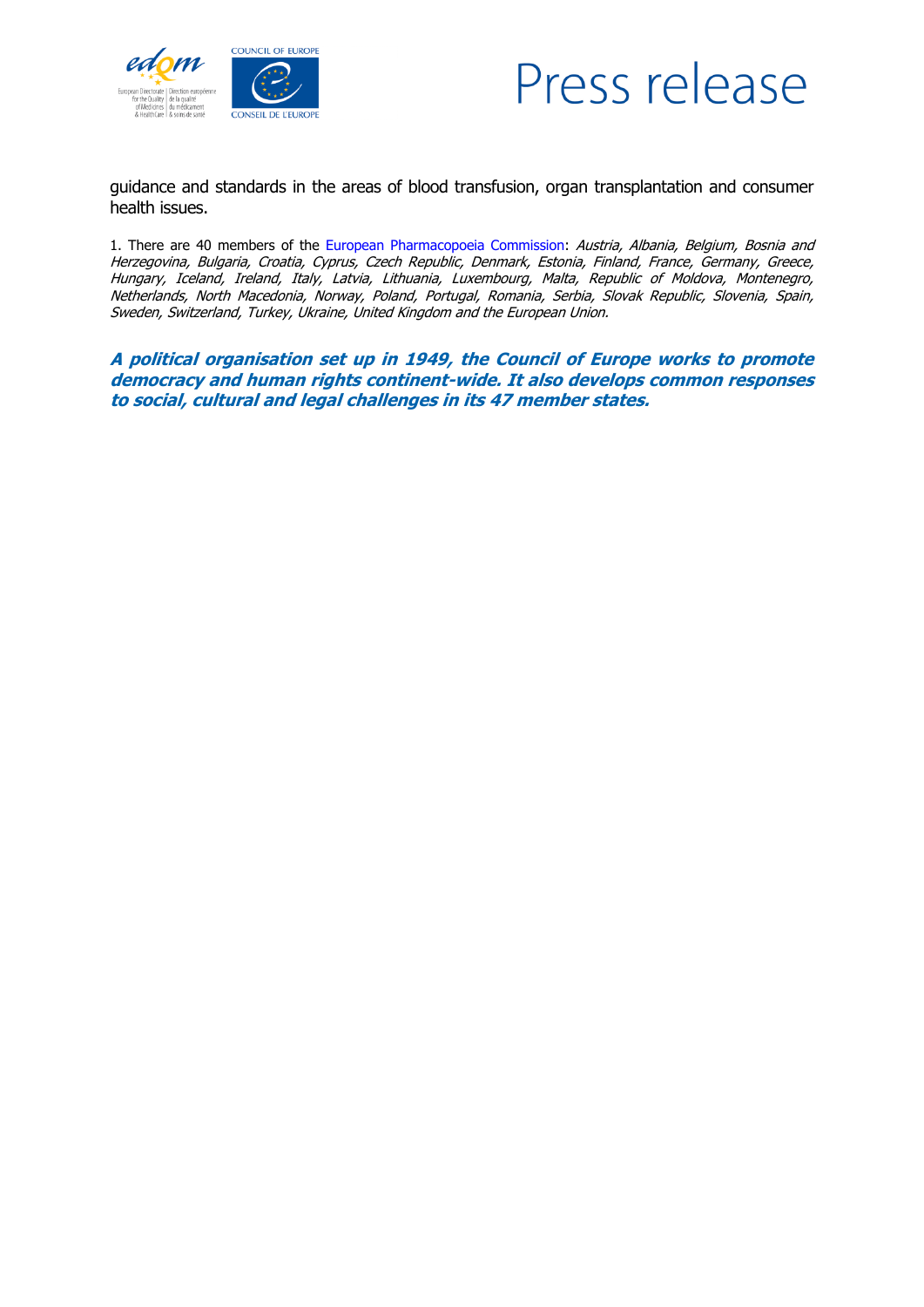guidance and standards in the areas of blood transfusion, organ transplantation and consumer health issues.

1. There are 40 members of the European Pharmacopoeia Commission: *Austria, Albania, Belgium, Bosnia and Herzegovina, Bulgaria, Croatia, Cyprus, Czech Republic, Denmark, Estonia, Finland, France, Germany, Greece, Hungary, Iceland, Ireland, Italy, Latvia, Lithuania, Luxembourg, Malta, Republic of Moldova, Montenegro, Netherlands, North Macedonia, Norway, Poland, Portugal, Romania, Serbia, Slovak Republic, Slovenia, Spain, Sweden, Switzerland, Turkey, Ukraine, United Kingdom and the European Union.*

***A political organisation set up in 1949, the Council of Europe works to promote democracy and human rights continent-wide. It also develops common responses to social, cultural and legal challenges in its 47 member states.***